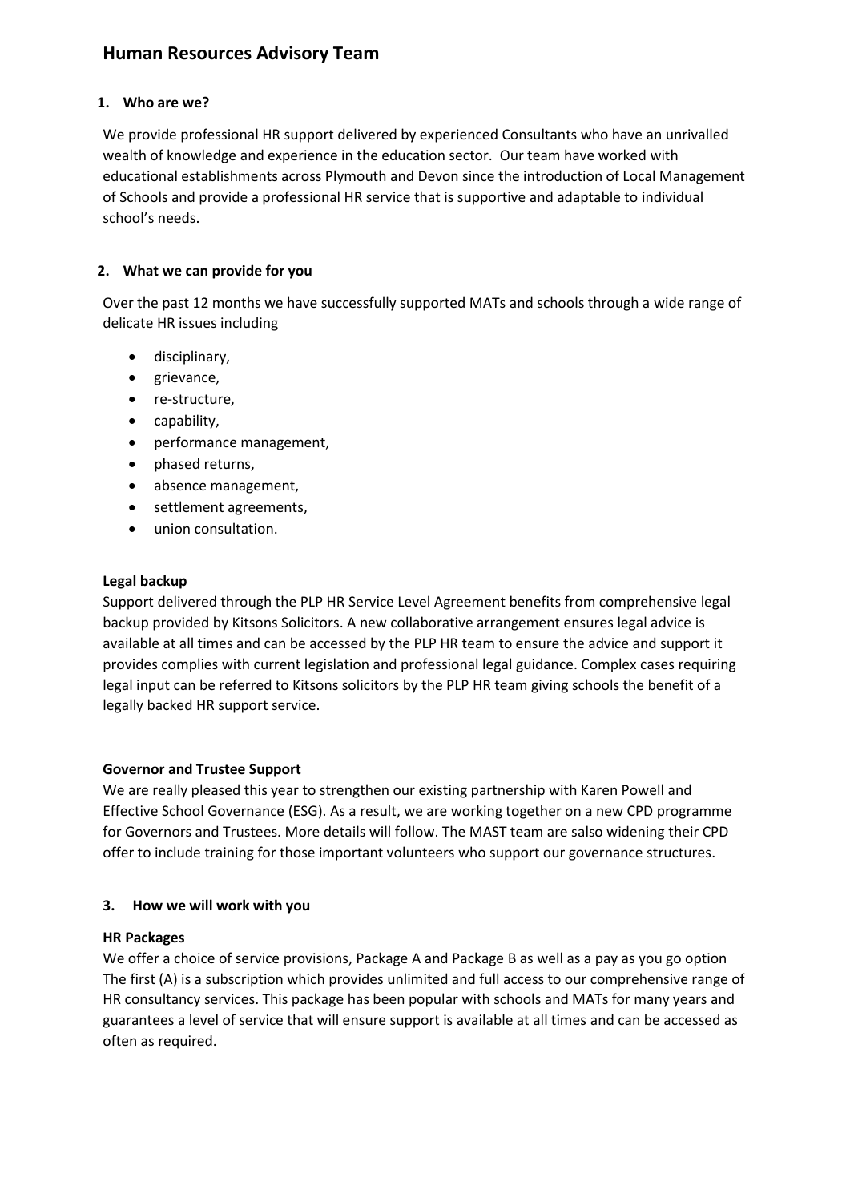# Human Resources Advisory Team

## 1. Who are we?

We provide professional HR support delivered by experienced Consultants who have an unrivalled wealth of knowledge and experience in the education sector. Our team have worked with educational establishments across Plymouth and Devon since the introduction of Local Management of Schools and provide a professional HR service that is supportive and adaptable to individual school's needs.

## 2. What we can provide for you

Over the past 12 months we have successfully supported MATs and schools through a wide range of delicate HR issues including

- disciplinary,
- grievance,
- re-structure,
- capability,
- performance management,
- phased returns,
- absence management,
- settlement agreements,
- union consultation.

**Legal backup**

Support delivered through the PLP HR Service Level Agreement benefits from comprehensive legal backup provided by Kitsons Solicitors. A new collaborative arrangement ensures legal advice is available at all times and can be accessed by the PLP HR team to ensure the advice and support it provides complies with current legislation and professional legal guidance. Complex cases requiring legal input can be referred to Kitsons solicitors by the PLP HR team giving schools the benefit of a legally backed HR support service.

**Governor and Trustee Support**

We are really pleased this year to strengthen our existing partnership with Karen Powell and Effective School Governance (ESG). As a result, we are working together on a new CPD programme for Governors and Trustees. More details will follow. The MAST team are salso widening their CPD offer to include training for those important volunteers who support our governance structures.

## 3. How we will work with you

**HR Packages**

We offer a choice of service provisions, Package A and Package B as well as a pay as you go option The first (A) is a subscription which provides unlimited and full access to our comprehensive range of HR consultancy services. This package has been popular with schools and MATs for many years and guarantees a level of service that will ensure support is available at all times and can be accessed as often as required.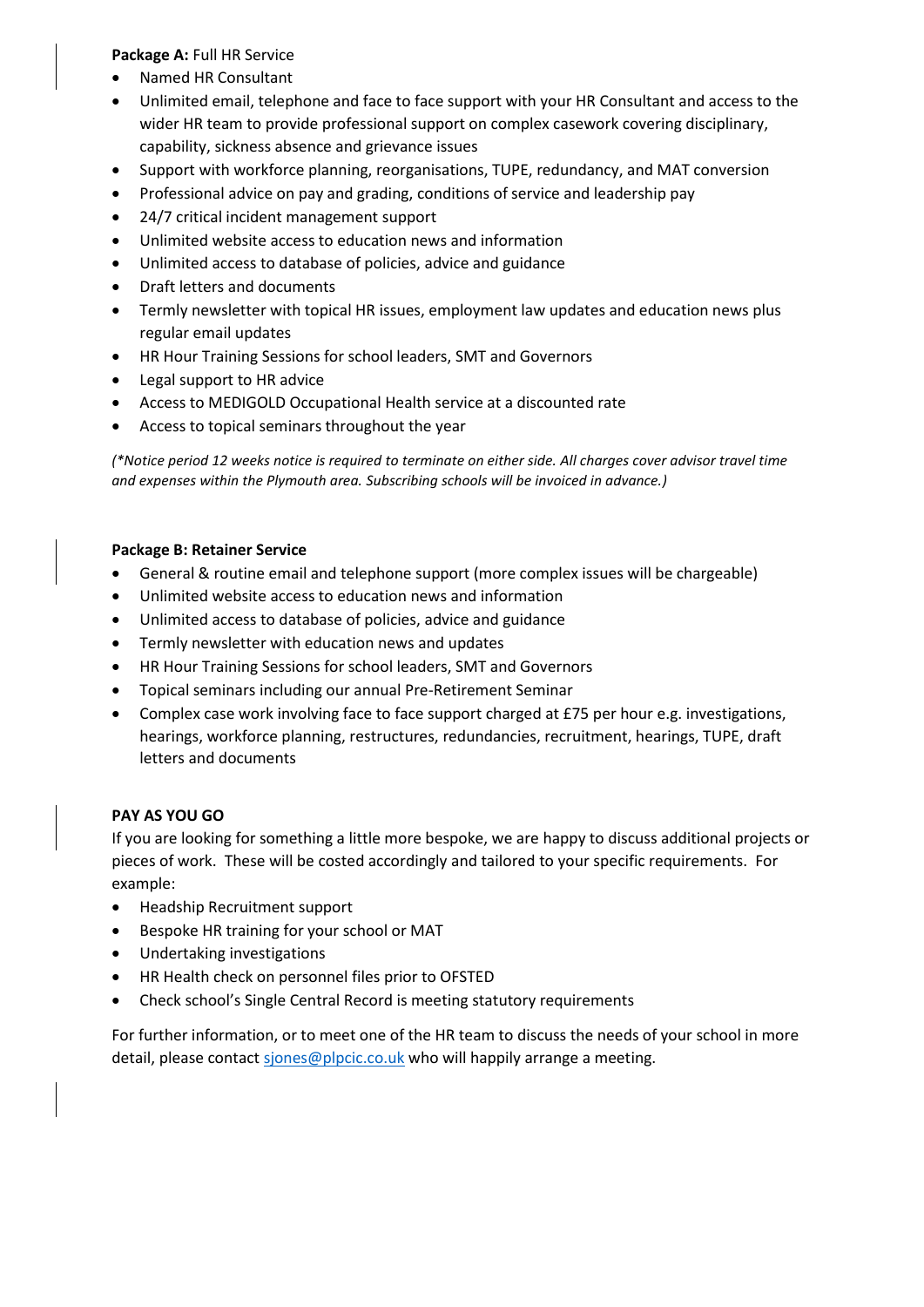**Package A:** Full HR Service

- Named HR Consultant
- Unlimited email, telephone and face to face support with your HR Consultant and access to the wider HR team to provide professional support on complex casework covering disciplinary, capability, sickness absence and grievance issues
- Support with workforce planning, reorganisations, TUPE, redundancy, and MAT conversion
- Professional advice on pay and grading, conditions of service and leadership pay
- 24/7 critical incident management support
- Unlimited website access to education news and information
- Unlimited access to database of policies, advice and guidance
- Draft letters and documents
- Termly newsletter with topical HR issues, employment law updates and education news plus regular email updates
- HR Hour Training Sessions for school leaders, SMT and Governors
- Legal support to HR advice
- Access to MEDIGOLD Occupational Health service at a discounted rate
- Access to topical seminars throughout the year

*(\*Notice period 12 weeks notice is required to terminate on either side. All charges cover advisor travel time and expenses within the Plymouth area. Subscribing schools will be invoiced in advance.)*

**Package B: Retainer Service**

- General & routine email and telephone support (more complex issues will be chargeable)
- Unlimited website access to education news and information
- Unlimited access to database of policies, advice and guidance
- Termly newsletter with education news and updates
- HR Hour Training Sessions for school leaders, SMT and Governors
- Topical seminars including our annual Pre-Retirement Seminar
- Complex case work involving face to face support charged at £75 per hour e.g. investigations, hearings, workforce planning, restructures, redundancies, recruitment, hearings, TUPE, draft letters and documents

**PAY AS YOU GO**

If you are looking for something a little more bespoke, we are happy to discuss additional projects or pieces of work. These will be costed accordingly and tailored to your specific requirements. For example:

- Headship Recruitment support
- Bespoke HR training for your school or MAT
- Undertaking investigations
- HR Health check on personnel files prior to OFSTED
- Check school's Single Central Record is meeting statutory requirements

For further information, or to meet one of the HR team to discuss the needs of your school in more detail, please contact sjones@plpcic.co.uk who will happily arrange a meeting.